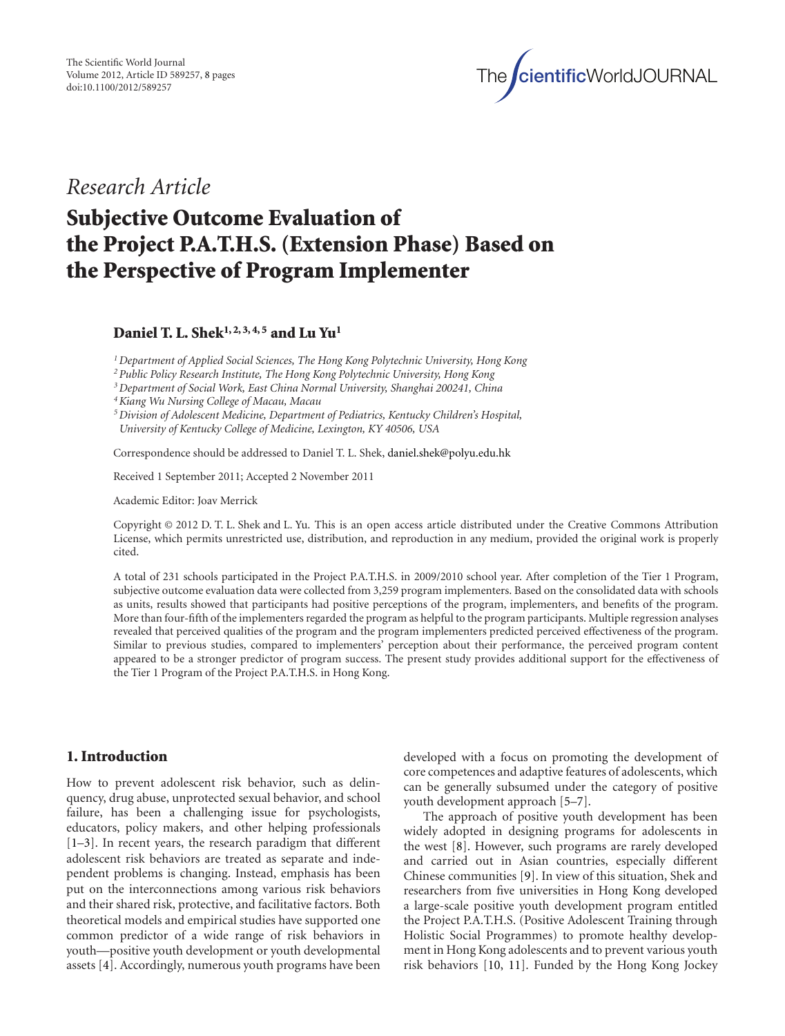*Research Article*

# Subjective Outcome Evaluation of the Project P.A.T.H.S. (Extension Phase) Based on the Perspective of Program Implementer

**Daniel T. L. Shek[1,2,3,4,5] and Lu Yu[1]**

[1] *Department of Applied Social Sciences, The Hong Kong Polytechnic University, Hong Kong*
[2] *Public Policy Research Institute, The Hong Kong Polytechnic University, Hong Kong*
[3] *Department of Social Work, East China Normal University, Shanghai 200241, China*
[4] *Kiang Wu Nursing College of Macau, Macau*
[5] *Division of Adolescent Medicine, Department of Pediatrics, Kentucky Children's Hospital, University of Kentucky College of Medicine, Lexington, KY 40506, USA*

Correspondence should be addressed to Daniel T. L. Shek, daniel.shek@polyu.edu.hk

Received 1 September 2011; Accepted 2 November 2011

Academic Editor: Joav Merrick

Copyright © 2012 D. T. L. Shek and L. Yu. This is an open access article distributed under the Creative Commons Attribution License, which permits unrestricted use, distribution, and reproduction in any medium, provided the original work is properly cited.

A total of 231 schools participated in the Project P.A.T.H.S. in 2009/2010 school year. After completion of the Tier 1 Program, subjective outcome evaluation data were collected from 3,259 program implementers. Based on the consolidated data with schools as units, results showed that participants had positive perceptions of the program, implementers, and benefits of the program. More than four-fifth of the implementers regarded the program as helpful to the program participants. Multiple regression analyses revealed that perceived qualities of the program and the program implementers predicted perceived effectiveness of the program. Similar to previous studies, compared to implementers' perception about their performance, the perceived program content appeared to be a stronger predictor of program success. The present study provides additional support for the effectiveness of the Tier 1 Program of the Project P.A.T.H.S. in Hong Kong.

## 1. Introduction

How to prevent adolescent risk behavior, such as delinquency, drug abuse, unprotected sexual behavior, and school failure, has been a challenging issue for psychologists, educators, policy makers, and other helping professionals [1–3]. In recent years, the research paradigm that different adolescent risk behaviors are treated as separate and independent problems is changing. Instead, emphasis has been put on the interconnections among various risk behaviors and their shared risk, protective, and facilitative factors. Both theoretical models and empirical studies have supported one common predictor of a wide range of risk behaviors in youth—positive youth development or youth developmental assets [4]. Accordingly, numerous youth programs have been developed with a focus on promoting the development of core competences and adaptive features of adolescents, which can be generally subsumed under the category of positive youth development approach [5–7].

The approach of positive youth development has been widely adopted in designing programs for adolescents in the west [8]. However, such programs are rarely developed and carried out in Asian countries, especially different Chinese communities [9]. In view of this situation, Shek and researchers from five universities in Hong Kong developed a large-scale positive youth development program entitled the Project P.A.T.H.S. (Positive Adolescent Training through Holistic Social Programmes) to promote healthy development in Hong Kong adolescents and to prevent various youth risk behaviors [10, 11]. Funded by the Hong Kong Jockey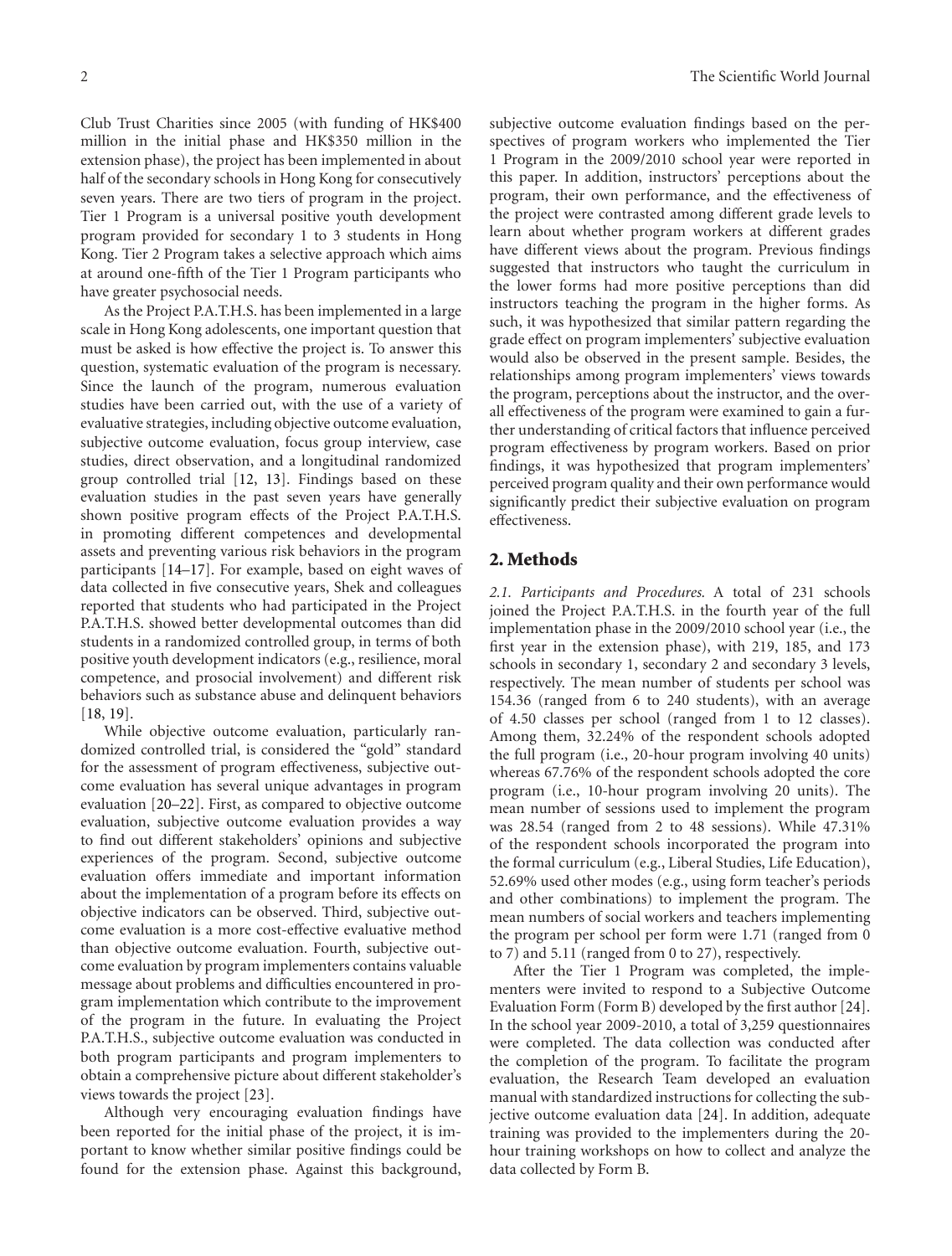Club Trust Charities since 2005 (with funding of HK$400 million in the initial phase and HK$350 million in the extension phase), the project has been implemented in about half of the secondary schools in Hong Kong for consecutively seven years. There are two tiers of program in the project. Tier 1 Program is a universal positive youth development program provided for secondary 1 to 3 students in Hong Kong. Tier 2 Program takes a selective approach which aims at around one-fifth of the Tier 1 Program participants who have greater psychosocial needs.

As the Project P.A.T.H.S. has been implemented in a large scale in Hong Kong adolescents, one important question that must be asked is how effective the project is. To answer this question, systematic evaluation of the program is necessary. Since the launch of the program, numerous evaluation studies have been carried out, with the use of a variety of evaluative strategies, including objective outcome evaluation, subjective outcome evaluation, focus group interview, case studies, direct observation, and a longitudinal randomized group controlled trial [12, 13]. Findings based on these evaluation studies in the past seven years have generally shown positive program effects of the Project P.A.T.H.S. in promoting different competences and developmental assets and preventing various risk behaviors in the program participants [14–17]. For example, based on eight waves of data collected in five consecutive years, Shek and colleagues reported that students who had participated in the Project P.A.T.H.S. showed better developmental outcomes than did students in a randomized controlled group, in terms of both positive youth development indicators (e.g., resilience, moral competence, and prosocial involvement) and different risk behaviors such as substance abuse and delinquent behaviors [18, 19].

While objective outcome evaluation, particularly randomized controlled trial, is considered the "gold" standard for the assessment of program effectiveness, subjective outcome evaluation has several unique advantages in program evaluation [20–22]. First, as compared to objective outcome evaluation, subjective outcome evaluation provides a way to find out different stakeholders' opinions and subjective experiences of the program. Second, subjective outcome evaluation offers immediate and important information about the implementation of a program before its effects on objective indicators can be observed. Third, subjective outcome evaluation is a more cost-effective evaluative method than objective outcome evaluation. Fourth, subjective outcome evaluation by program implementers contains valuable message about problems and difficulties encountered in program implementation which contribute to the improvement of the program in the future. In evaluating the Project P.A.T.H.S., subjective outcome evaluation was conducted in both program participants and program implementers to obtain a comprehensive picture about different stakeholder's views towards the project [23].

Although very encouraging evaluation findings have been reported for the initial phase of the project, it is important to know whether similar positive findings could be found for the extension phase. Against this background, subjective outcome evaluation findings based on the perspectives of program workers who implemented the Tier 1 Program in the 2009/2010 school year were reported in this paper. In addition, instructors' perceptions about the program, their own performance, and the effectiveness of the project were contrasted among different grade levels to learn about whether program workers at different grades have different views about the program. Previous findings suggested that instructors who taught the curriculum in the lower forms had more positive perceptions than did instructors teaching the program in the higher forms. As such, it was hypothesized that similar pattern regarding the grade effect on program implementers' subjective evaluation would also be observed in the present sample. Besides, the relationships among program implementers' views towards the program, perceptions about the instructor, and the overall effectiveness of the program were examined to gain a further understanding of critical factors that influence perceived program effectiveness by program workers. Based on prior findings, it was hypothesized that program implementers' perceived program quality and their own performance would significantly predict their subjective evaluation on program effectiveness.

## 2. Methods

*2.1. Participants and Procedures.* A total of 231 schools joined the Project P.A.T.H.S. in the fourth year of the full implementation phase in the 2009/2010 school year (i.e., the first year in the extension phase), with 219, 185, and 173 schools in secondary 1, secondary 2 and secondary 3 levels, respectively. The mean number of students per school was 154.36 (ranged from 6 to 240 students), with an average of 4.50 classes per school (ranged from 1 to 12 classes). Among them, 32.24% of the respondent schools adopted the full program (i.e., 20-hour program involving 40 units) whereas 67.76% of the respondent schools adopted the core program (i.e., 10-hour program involving 20 units). The mean number of sessions used to implement the program was 28.54 (ranged from 2 to 48 sessions). While 47.31% of the respondent schools incorporated the program into the formal curriculum (e.g., Liberal Studies, Life Education), 52.69% used other modes (e.g., using form teacher's periods and other combinations) to implement the program. The mean numbers of social workers and teachers implementing the program per school per form were 1.71 (ranged from 0 to 7) and 5.11 (ranged from 0 to 27), respectively.

After the Tier 1 Program was completed, the implementers were invited to respond to a Subjective Outcome Evaluation Form (Form B) developed by the first author [24]. In the school year 2009-2010, a total of 3,259 questionnaires were completed. The data collection was conducted after the completion of the program. To facilitate the program evaluation, the Research Team developed an evaluation manual with standardized instructions for collecting the subjective outcome evaluation data [24]. In addition, adequate training was provided to the implementers during the 20-hour training workshops on how to collect and analyze the data collected by Form B.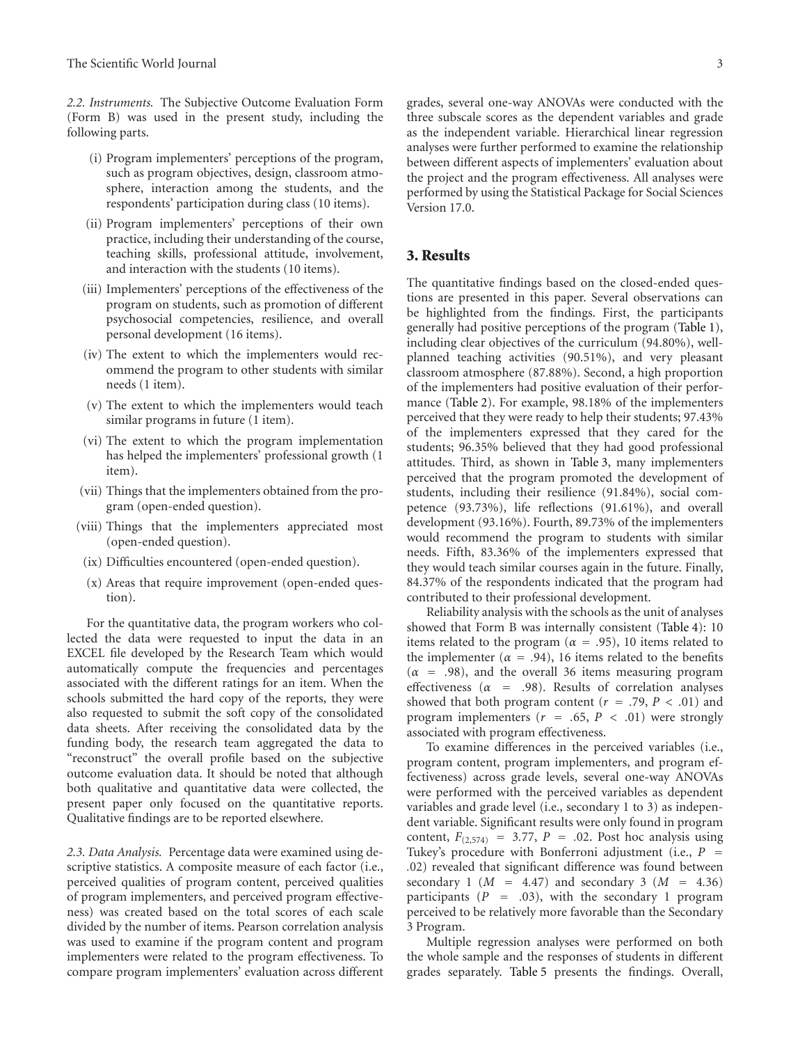*2.2. Instruments.* The Subjective Outcome Evaluation Form (Form B) was used in the present study, including the following parts.

(i) Program implementers' perceptions of the program, such as program objectives, design, classroom atmosphere, interaction among the students, and the respondents' participation during class (10 items).

(ii) Program implementers' perceptions of their own practice, including their understanding of the course, teaching skills, professional attitude, involvement, and interaction with the students (10 items).

(iii) Implementers' perceptions of the effectiveness of the program on students, such as promotion of different psychosocial competencies, resilience, and overall personal development (16 items).

(iv) The extent to which the implementers would recommend the program to other students with similar needs (1 item).

(v) The extent to which the implementers would teach similar programs in future (1 item).

(vi) The extent to which the program implementation has helped the implementers' professional growth (1 item).

(vii) Things that the implementers obtained from the program (open-ended question).

(viii) Things that the implementers appreciated most (open-ended question).

(ix) Difficulties encountered (open-ended question).

(x) Areas that require improvement (open-ended question).

For the quantitative data, the program workers who collected the data were requested to input the data in an EXCEL file developed by the Research Team which would automatically compute the frequencies and percentages associated with the different ratings for an item. When the schools submitted the hard copy of the reports, they were also requested to submit the soft copy of the consolidated data sheets. After receiving the consolidated data by the funding body, the research team aggregated the data to "reconstruct" the overall profile based on the subjective outcome evaluation data. It should be noted that although both qualitative and quantitative data were collected, the present paper only focused on the quantitative reports. Qualitative findings are to be reported elsewhere.

*2.3. Data Analysis.* Percentage data were examined using descriptive statistics. A composite measure of each factor (i.e., perceived qualities of program content, perceived qualities of program implementers, and perceived program effectiveness) was created based on the total scores of each scale divided by the number of items. Pearson correlation analysis was used to examine if the program content and program implementers were related to the program effectiveness. To compare program implementers' evaluation across different grades, several one-way ANOVAs were conducted with the three subscale scores as the dependent variables and grade as the independent variable. Hierarchical linear regression analyses were further performed to examine the relationship between different aspects of implementers' evaluation about the project and the program effectiveness. All analyses were performed by using the Statistical Package for Social Sciences Version 17.0.

## 3. Results

The quantitative findings based on the closed-ended questions are presented in this paper. Several observations can be highlighted from the findings. First, the participants generally had positive perceptions of the program (Table 1), including clear objectives of the curriculum (94.80%), well-planned teaching activities (90.51%), and very pleasant classroom atmosphere (87.88%). Second, a high proportion of the implementers had positive evaluation of their performance (Table 2). For example, 98.18% of the implementers perceived that they were ready to help their students; 97.43% of the implementers expressed that they cared for the students; 96.35% believed that they had good professional attitudes. Third, as shown in Table 3, many implementers perceived that the program promoted the development of students, including their resilience (91.84%), social competence (93.73%), life reflections (91.61%), and overall development (93.16%). Fourth, 89.73% of the implementers would recommend the program to students with similar needs. Fifth, 83.36% of the implementers expressed that they would teach similar courses again in the future. Finally, 84.37% of the respondents indicated that the program had contributed to their professional development.

Reliability analysis with the schools as the unit of analyses showed that Form B was internally consistent (Table 4): 10 items related to the program ($\alpha = .95$), 10 items related to the implementer ($\alpha = .94$), 16 items related to the benefits ($\alpha = .98$), and the overall 36 items measuring program effectiveness ($\alpha = .98$). Results of correlation analyses showed that both program content ($r = .79$, $P < .01$) and program implementers ($r = .65$, $P < .01$) were strongly associated with program effectiveness.

To examine differences in the perceived variables (i.e., program content, program implementers, and program effectiveness) across grade levels, several one-way ANOVAs were performed with the perceived variables as dependent variables and grade level (i.e., secondary 1 to 3) as independent variable. Significant results were only found in program content, $F_{(2,574)} = 3.77$, $P = .02$. Post hoc analysis using Tukey's procedure with Bonferroni adjustment (i.e., $P = .02$) revealed that significant difference was found between secondary 1 ($M = 4.47$) and secondary 3 ($M = 4.36$) participants ($P = .03$), with the secondary 1 program perceived to be relatively more favorable than the Secondary 3 Program.

Multiple regression analyses were performed on both the whole sample and the responses of students in different grades separately. Table 5 presents the findings. Overall,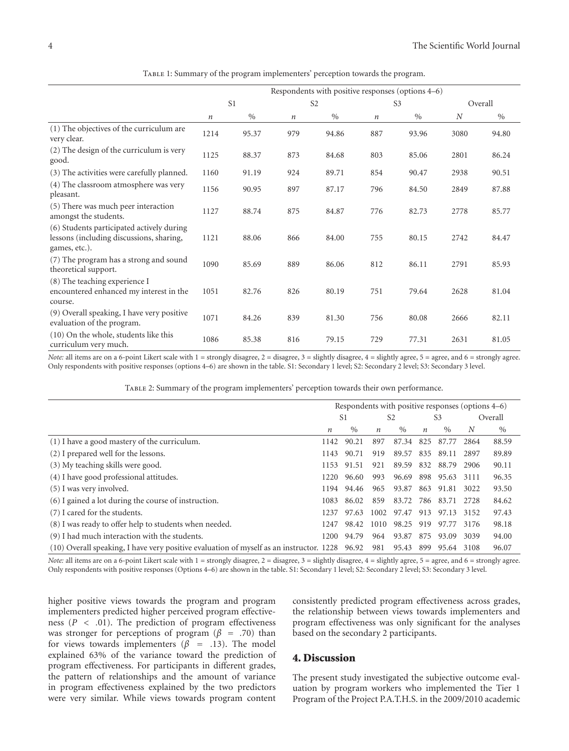Table 1: Summary of the program implementers' perception towards the program.

| | Respondents with positive responses (options 4–6) | | | | | | | |
|---|---|---|---|---|---|---|---|---|
| | S1 | | S2 | | S3 | | Overall | |
| | $n$ | % | $n$ | % | $n$ | % | $N$ | % |
| (1) The objectives of the curriculum are very clear. | 1214 | 95.37 | 979 | 94.86 | 887 | 93.96 | 3080 | 94.80 |
| (2) The design of the curriculum is very good. | 1125 | 88.37 | 873 | 84.68 | 803 | 85.06 | 2801 | 86.24 |
| (3) The activities were carefully planned. | 1160 | 91.19 | 924 | 89.71 | 854 | 90.47 | 2938 | 90.51 |
| (4) The classroom atmosphere was very pleasant. | 1156 | 90.95 | 897 | 87.17 | 796 | 84.50 | 2849 | 87.88 |
| (5) There was much peer interaction amongst the students. | 1127 | 88.74 | 875 | 84.87 | 776 | 82.73 | 2778 | 85.77 |
| (6) Students participated actively during lessons (including discussions, sharing, games, etc.). | 1121 | 88.06 | 866 | 84.00 | 755 | 80.15 | 2742 | 84.47 |
| (7) The program has a strong and sound theoretical support. | 1090 | 85.69 | 889 | 86.06 | 812 | 86.11 | 2791 | 85.93 |
| (8) The teaching experience I encountered enhanced my interest in the course. | 1051 | 82.76 | 826 | 80.19 | 751 | 79.64 | 2628 | 81.04 |
| (9) Overall speaking, I have very positive evaluation of the program. | 1071 | 84.26 | 839 | 81.30 | 756 | 80.08 | 2666 | 82.11 |
| (10) On the whole, students like this curriculum very much. | 1086 | 85.38 | 816 | 79.15 | 729 | 77.31 | 2631 | 81.05 |

*Note:* all items are on a 6-point Likert scale with 1 = strongly disagree, 2 = disagree, 3 = slightly disagree, 4 = slightly agree, 5 = agree, and 6 = strongly agree. Only respondents with positive responses (options 4–6) are shown in the table. S1: Secondary 1 level; S2: Secondary 2 level; S3: Secondary 3 level.

Table 2: Summary of the program implementers' perception towards their own performance.

| | Respondents with positive responses (options 4–6) | | | | | | | |
|---|---|---|---|---|---|---|---|---|
| | S1 | | S2 | | S3 | | Overall | |
| | $n$ | % | $n$ | % | $n$ | % | $N$ | % |
| (1) I have a good mastery of the curriculum. | 1142 | 90.21 | 897 | 87.34 | 825 | 87.77 | 2864 | 88.59 |
| (2) I prepared well for the lessons. | 1143 | 90.71 | 919 | 89.57 | 835 | 89.11 | 2897 | 89.89 |
| (3) My teaching skills were good. | 1153 | 91.51 | 921 | 89.59 | 832 | 88.79 | 2906 | 90.11 |
| (4) I have good professional attitudes. | 1220 | 96.60 | 993 | 96.69 | 898 | 95.63 | 3111 | 96.35 |
| (5) I was very involved. | 1194 | 94.46 | 965 | 93.87 | 863 | 91.81 | 3022 | 93.50 |
| (6) I gained a lot during the course of instruction. | 1083 | 86.02 | 859 | 83.72 | 786 | 83.71 | 2728 | 84.62 |
| (7) I cared for the students. | 1237 | 97.63 | 1002 | 97.47 | 913 | 97.13 | 3152 | 97.43 |
| (8) I was ready to offer help to students when needed. | 1247 | 98.42 | 1010 | 98.25 | 919 | 97.77 | 3176 | 98.18 |
| (9) I had much interaction with the students. | 1200 | 94.79 | 964 | 93.87 | 875 | 93.09 | 3039 | 94.00 |
| (10) Overall speaking, I have very positive evaluation of myself as an instructor. | 1228 | 96.92 | 981 | 95.43 | 899 | 95.64 | 3108 | 96.07 |

*Note:* all items are on a 6-point Likert scale with 1 = strongly disagree, 2 = disagree, 3 = slightly disagree, 4 = slightly agree, 5 = agree, and 6 = strongly agree. Only respondents with positive responses (Options 4–6) are shown in the table. S1: Secondary 1 level; S2: Secondary 2 level; S3: Secondary 3 level.

higher positive views towards the program and program implementers predicted higher perceived program effectiveness ($P < .01$). The prediction of program effectiveness was stronger for perceptions of program ($\beta = .70$) than for views towards implementers ($\beta = .13$). The model explained 63% of the variance toward the prediction of program effectiveness. For participants in different grades, the pattern of relationships and the amount of variance in program effectiveness explained by the two predictors were very similar. While views towards program content consistently predicted program effectiveness across grades, the relationship between views towards implementers and program effectiveness was only significant for the analyses based on the secondary 2 participants.

## 4. Discussion

The present study investigated the subjective outcome evaluation by program workers who implemented the Tier 1 Program of the Project P.A.T.H.S. in the 2009/2010 academic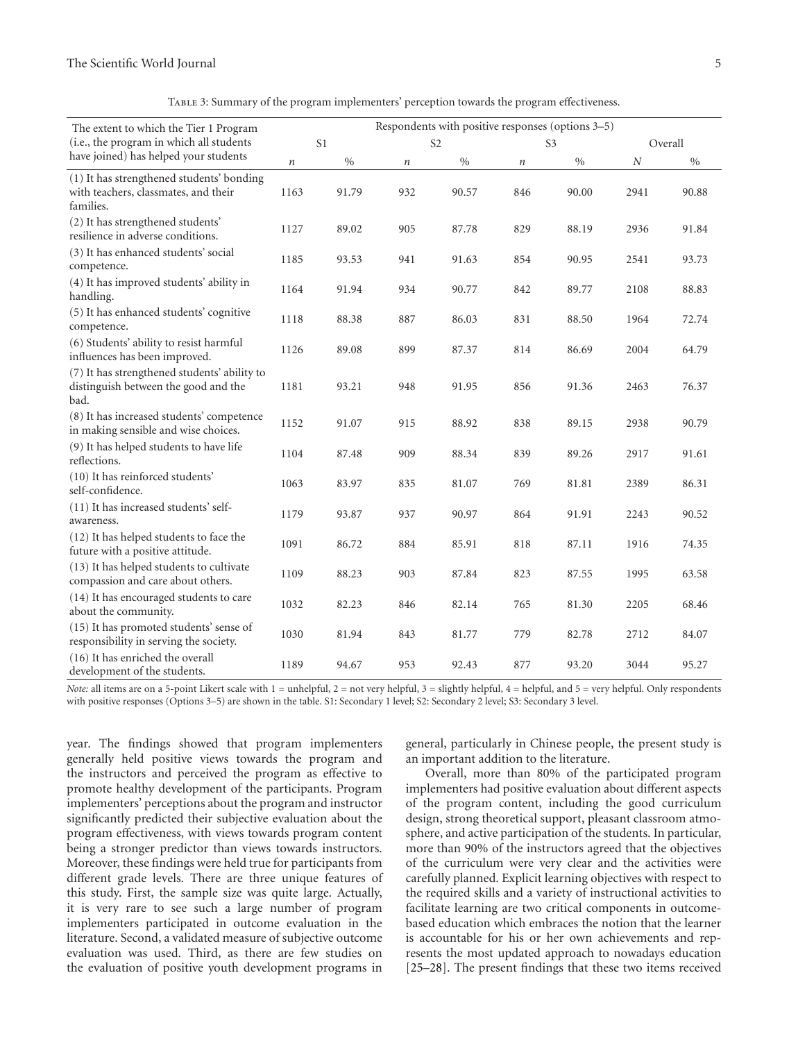Table 3: Summary of the program implementers' perception towards the program effectiveness.

| The extent to which the Tier 1 Program (i.e., the program in which all students have joined) has helped your students | Respondents with positive responses (options 3–5) | | | | | | | |
|---|---|---|---|---|---|---|---|---|
| | S1 | | S2 | | S3 | | Overall | |
| | $n$ | % | $n$ | % | $n$ | % | $N$ | % |
| (1) It has strengthened students' bonding with teachers, classmates, and their families. | 1163 | 91.79 | 932 | 90.57 | 846 | 90.00 | 2941 | 90.88 |
| (2) It has strengthened students' resilience in adverse conditions. | 1127 | 89.02 | 905 | 87.78 | 829 | 88.19 | 2936 | 91.84 |
| (3) It has enhanced students' social competence. | 1185 | 93.53 | 941 | 91.63 | 854 | 90.95 | 2541 | 93.73 |
| (4) It has improved students' ability in handling. | 1164 | 91.94 | 934 | 90.77 | 842 | 89.77 | 2108 | 88.83 |
| (5) It has enhanced students' cognitive competence. | 1118 | 88.38 | 887 | 86.03 | 831 | 88.50 | 1964 | 72.74 |
| (6) Students' ability to resist harmful influences has been improved. | 1126 | 89.08 | 899 | 87.37 | 814 | 86.69 | 2004 | 64.79 |
| (7) It has strengthened students' ability to distinguish between the good and the bad. | 1181 | 93.21 | 948 | 91.95 | 856 | 91.36 | 2463 | 76.37 |
| (8) It has increased students' competence in making sensible and wise choices. | 1152 | 91.07 | 915 | 88.92 | 838 | 89.15 | 2938 | 90.79 |
| (9) It has helped students to have life reflections. | 1104 | 87.48 | 909 | 88.34 | 839 | 89.26 | 2917 | 91.61 |
| (10) It has reinforced students' self-confidence. | 1063 | 83.97 | 835 | 81.07 | 769 | 81.81 | 2389 | 86.31 |
| (11) It has increased students' self-awareness. | 1179 | 93.87 | 937 | 90.97 | 864 | 91.91 | 2243 | 90.52 |
| (12) It has helped students to face the future with a positive attitude. | 1091 | 86.72 | 884 | 85.91 | 818 | 87.11 | 1916 | 74.35 |
| (13) It has helped students to cultivate compassion and care about others. | 1109 | 88.23 | 903 | 87.84 | 823 | 87.55 | 1995 | 63.58 |
| (14) It has encouraged students to care about the community. | 1032 | 82.23 | 846 | 82.14 | 765 | 81.30 | 2205 | 68.46 |
| (15) It has promoted students' sense of responsibility in serving the society. | 1030 | 81.94 | 843 | 81.77 | 779 | 82.78 | 2712 | 84.07 |
| (16) It has enriched the overall development of the students. | 1189 | 94.67 | 953 | 92.43 | 877 | 93.20 | 3044 | 95.27 |

*Note:* all items are on a 5-point Likert scale with 1 = unhelpful, 2 = not very helpful, 3 = slightly helpful, 4 = helpful, and 5 = very helpful. Only respondents with positive responses (Options 3–5) are shown in the table. S1: Secondary 1 level; S2: Secondary 2 level; S3: Secondary 3 level.

year. The findings showed that program implementers generally held positive views towards the program and the instructors and perceived the program as effective to promote healthy development of the participants. Program implementers' perceptions about the program and instructor significantly predicted their subjective evaluation about the program effectiveness, with views towards program content being a stronger predictor than views towards instructors. Moreover, these findings were held true for participants from different grade levels. There are three unique features of this study. First, the sample size was quite large. Actually, it is very rare to see such a large number of program implementers participated in outcome evaluation in the literature. Second, a validated measure of subjective outcome evaluation was used. Third, as there are few studies on the evaluation of positive youth development programs in general, particularly in Chinese people, the present study is an important addition to the literature.

Overall, more than 80% of the participated program implementers had positive evaluation about different aspects of the program content, including the good curriculum design, strong theoretical support, pleasant classroom atmosphere, and active participation of the students. In particular, more than 90% of the instructors agreed that the objectives of the curriculum were very clear and the activities were carefully planned. Explicit learning objectives with respect to the required skills and a variety of instructional activities to facilitate learning are two critical components in outcome-based education which embraces the notion that the learner is accountable for his or her own achievements and represents the most updated approach to nowadays education [25–28]. The present findings that these two items received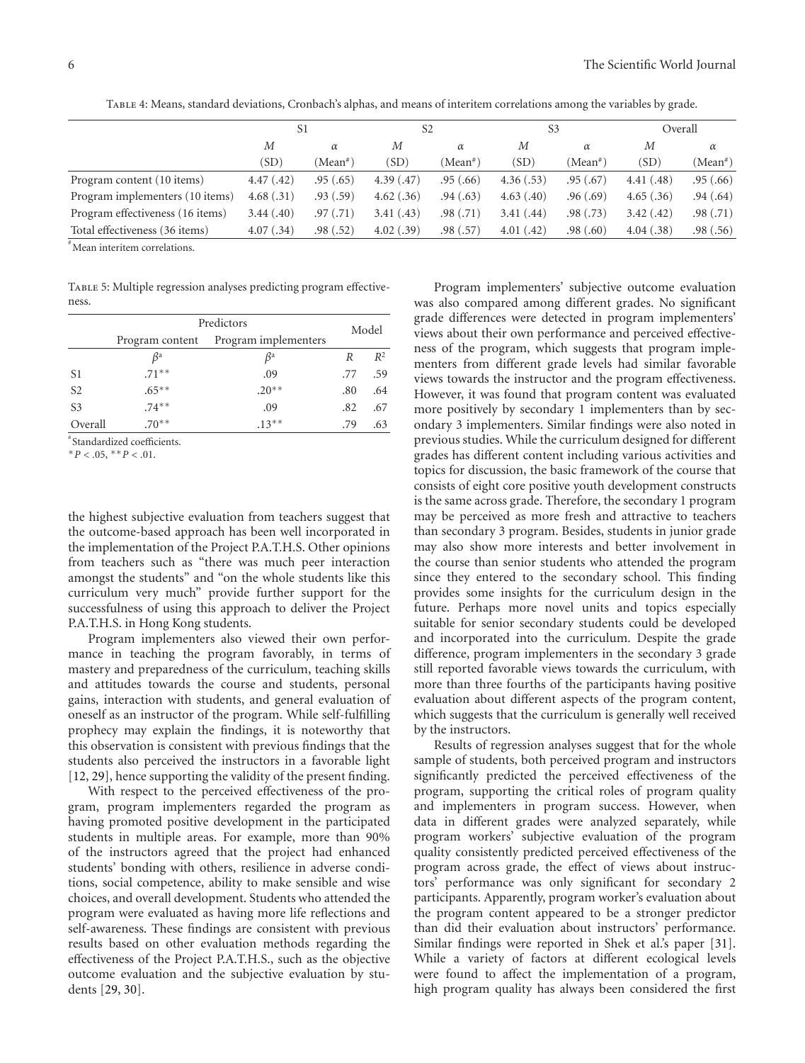Table 4: Means, standard deviations, Cronbach's alphas, and means of interitem correlations among the variables by grade.

| | S1 | | S2 | | S3 | | Overall | |
|---|---|---|---|---|---|---|---|---|
| | $M$ (SD) | $\alpha$ (Mean#) | $M$ (SD) | $\alpha$ (Mean#) | $M$ (SD) | $\alpha$ (Mean#) | $M$ (SD) | $\alpha$ (Mean#) |
| Program content (10 items) | 4.47 (.42) | .95 (.65) | 4.39 (.47) | .95 (.66) | 4.36 (.53) | .95 (.67) | 4.41 (.48) | .95 (.66) |
| Program implementers (10 items) | 4.68 (.31) | .93 (.59) | 4.62 (.36) | .94 (.63) | 4.63 (.40) | .96 (.69) | 4.65 (.36) | .94 (.64) |
| Program effectiveness (16 items) | 3.44 (.40) | .97 (.71) | 3.41 (.43) | .98 (.71) | 3.41 (.44) | .98 (.73) | 3.42 (.42) | .98 (.71) |
| Total effectiveness (36 items) | 4.07 (.34) | .98 (.52) | 4.02 (.39) | .98 (.57) | 4.01 (.42) | .98 (.60) | 4.04 (.38) | .98 (.56) |

#Mean interitem correlations.

Table 5: Multiple regression analyses predicting program effectiveness.

| | Predictors | | Model | |
|---|---|---|---|---|
| | Program content | Program implementers | | |
| | $\beta^a$ | $\beta^a$ | $R$ | $R^2$ |
| S1 | .71** | .09 | .77 | .59 |
| S2 | .65** | .20** | .80 | .64 |
| S3 | .74** | .09 | .82 | .67 |
| Overall | .70** | .13** | .79 | .63 |

aStandardized coefficients.

*$P < .05$, **$P < .01$.

the highest subjective evaluation from teachers suggest that the outcome-based approach has been well incorporated in the implementation of the Project P.A.T.H.S. Other opinions from teachers such as "there was much peer interaction amongst the students" and "on the whole students like this curriculum very much" provide further support for the successfulness of using this approach to deliver the Project P.A.T.H.S. in Hong Kong students.

Program implementers also viewed their own performance in teaching the program favorably, in terms of mastery and preparedness of the curriculum, teaching skills and attitudes towards the course and students, personal gains, interaction with students, and general evaluation of oneself as an instructor of the program. While self-fulfilling prophecy may explain the findings, it is noteworthy that this observation is consistent with previous findings that the students also perceived the instructors in a favorable light [12, 29], hence supporting the validity of the present finding.

With respect to the perceived effectiveness of the program, program implementers regarded the program as having promoted positive development in the participated students in multiple areas. For example, more than 90% of the instructors agreed that the project had enhanced students' bonding with others, resilience in adverse conditions, social competence, ability to make sensible and wise choices, and overall development. Students who attended the program were evaluated as having more life reflections and self-awareness. These findings are consistent with previous results based on other evaluation methods regarding the effectiveness of the Project P.A.T.H.S., such as the objective outcome evaluation and the subjective evaluation by students [29, 30].

Program implementers' subjective outcome evaluation was also compared among different grades. No significant grade differences were detected in program implementers' views about their own performance and perceived effectiveness of the program, which suggests that program implementers from different grade levels had similar favorable views towards the instructor and the program effectiveness. However, it was found that program content was evaluated more positively by secondary 1 implementers than by secondary 3 implementers. Similar findings were also noted in previous studies. While the curriculum designed for different grades has different content including various activities and topics for discussion, the basic framework of the course that consists of eight core positive youth development constructs is the same across grade. Therefore, the secondary 1 program may be perceived as more fresh and attractive to teachers than secondary 3 program. Besides, students in junior grade may also show more interests and better involvement in the course than senior students who attended the program since they entered to the secondary school. This finding provides some insights for the curriculum design in the future. Perhaps more novel units and topics especially suitable for senior secondary students could be developed and incorporated into the curriculum. Despite the grade difference, program implementers in the secondary 3 grade still reported favorable views towards the curriculum, with more than three fourths of the participants having positive evaluation about different aspects of the program content, which suggests that the curriculum is generally well received by the instructors.

Results of regression analyses suggest that for the whole sample of students, both perceived program and instructors significantly predicted the perceived effectiveness of the program, supporting the critical roles of program quality and implementers in program success. However, when data in different grades were analyzed separately, while program workers' subjective evaluation of the program quality consistently predicted perceived effectiveness of the program across grade, the effect of views about instructors' performance was only significant for secondary 2 participants. Apparently, program worker's evaluation about the program content appeared to be a stronger predictor than did their evaluation about instructors' performance. Similar findings were reported in Shek et al.'s paper [31]. While a variety of factors at different ecological levels were found to affect the implementation of a program, high program quality has always been considered the first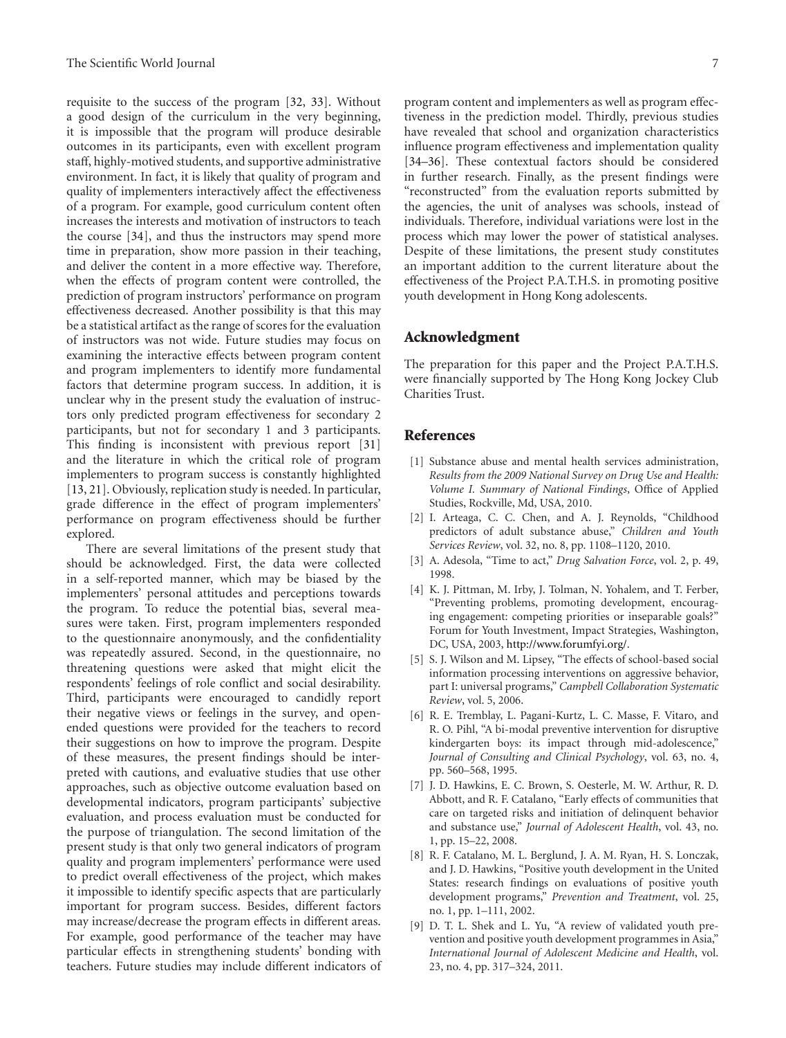requisite to the success of the program [32, 33]. Without a good design of the curriculum in the very beginning, it is impossible that the program will produce desirable outcomes in its participants, even with excellent program staff, highly-motived students, and supportive administrative environment. In fact, it is likely that quality of program and quality of implementers interactively affect the effectiveness of a program. For example, good curriculum content often increases the interests and motivation of instructors to teach the course [34], and thus the instructors may spend more time in preparation, show more passion in their teaching, and deliver the content in a more effective way. Therefore, when the effects of program content were controlled, the prediction of program instructors' performance on program effectiveness decreased. Another possibility is that this may be a statistical artifact as the range of scores for the evaluation of instructors was not wide. Future studies may focus on examining the interactive effects between program content and program implementers to identify more fundamental factors that determine program success. In addition, it is unclear why in the present study the evaluation of instructors only predicted program effectiveness for secondary 2 participants, but not for secondary 1 and 3 participants. This finding is inconsistent with previous report [31] and the literature in which the critical role of program implementers to program success is constantly highlighted [13, 21]. Obviously, replication study is needed. In particular, grade difference in the effect of program implementers' performance on program effectiveness should be further explored.

There are several limitations of the present study that should be acknowledged. First, the data were collected in a self-reported manner, which may be biased by the implementers' personal attitudes and perceptions towards the program. To reduce the potential bias, several measures were taken. First, program implementers responded to the questionnaire anonymously, and the confidentiality was repeatedly assured. Second, in the questionnaire, no threatening questions were asked that might elicit the respondents' feelings of role conflict and social desirability. Third, participants were encouraged to candidly report their negative views or feelings in the survey, and open-ended questions were provided for the teachers to record their suggestions on how to improve the program. Despite of these measures, the present findings should be interpreted with cautions, and evaluative studies that use other approaches, such as objective outcome evaluation based on developmental indicators, program participants' subjective evaluation, and process evaluation must be conducted for the purpose of triangulation. The second limitation of the present study is that only two general indicators of program quality and program implementers' performance were used to predict overall effectiveness of the project, which makes it impossible to identify specific aspects that are particularly important for program success. Besides, different factors may increase/decrease the program effects in different areas. For example, good performance of the teacher may have particular effects in strengthening students' bonding with teachers. Future studies may include different indicators of program content and implementers as well as program effectiveness in the prediction model. Thirdly, previous studies have revealed that school and organization characteristics influence program effectiveness and implementation quality [34–36]. These contextual factors should be considered in further research. Finally, as the present findings were "reconstructed" from the evaluation reports submitted by the agencies, the unit of analyses was schools, instead of individuals. Therefore, individual variations were lost in the process which may lower the power of statistical analyses. Despite of these limitations, the present study constitutes an important addition to the current literature about the effectiveness of the Project P.A.T.H.S. in promoting positive youth development in Hong Kong adolescents.

## Acknowledgment

The preparation for this paper and the Project P.A.T.H.S. were financially supported by The Hong Kong Jockey Club Charities Trust.

## References

[1] Substance abuse and mental health services administration, *Results from the 2009 National Survey on Drug Use and Health: Volume I. Summary of National Findings*, Office of Applied Studies, Rockville, Md, USA, 2010.

[2] I. Arteaga, C. C. Chen, and A. J. Reynolds, "Childhood predictors of adult substance abuse," *Children and Youth Services Review*, vol. 32, no. 8, pp. 1108–1120, 2010.

[3] A. Adesola, "Time to act," *Drug Salvation Force*, vol. 2, p. 49, 1998.

[4] K. J. Pittman, M. Irby, J. Tolman, N. Yohalem, and T. Ferber, "Preventing problems, promoting development, encouraging engagement: competing priorities or inseparable goals?" Forum for Youth Investment, Impact Strategies, Washington, DC, USA, 2003, http://www.forumfyi.org/.

[5] S. J. Wilson and M. Lipsey, "The effects of school-based social information processing interventions on aggressive behavior, part I: universal programs," *Campbell Collaboration Systematic Review*, vol. 5, 2006.

[6] R. E. Tremblay, L. Pagani-Kurtz, L. C. Masse, F. Vitaro, and R. O. Pihl, "A bi-modal preventive intervention for disruptive kindergarten boys: its impact through mid-adolescence," *Journal of Consulting and Clinical Psychology*, vol. 63, no. 4, pp. 560–568, 1995.

[7] J. D. Hawkins, E. C. Brown, S. Oesterle, M. W. Arthur, R. D. Abbott, and R. F. Catalano, "Early effects of communities that care on targeted risks and initiation of delinquent behavior and substance use," *Journal of Adolescent Health*, vol. 43, no. 1, pp. 15–22, 2008.

[8] R. F. Catalano, M. L. Berglund, J. A. M. Ryan, H. S. Lonczak, and J. D. Hawkins, "Positive youth development in the United States: research findings on evaluations of positive youth development programs," *Prevention and Treatment*, vol. 25, no. 1, pp. 1–111, 2002.

[9] D. T. L. Shek and L. Yu, "A review of validated youth prevention and positive youth development programmes in Asia," *International Journal of Adolescent Medicine and Health*, vol. 23, no. 4, pp. 317–324, 2011.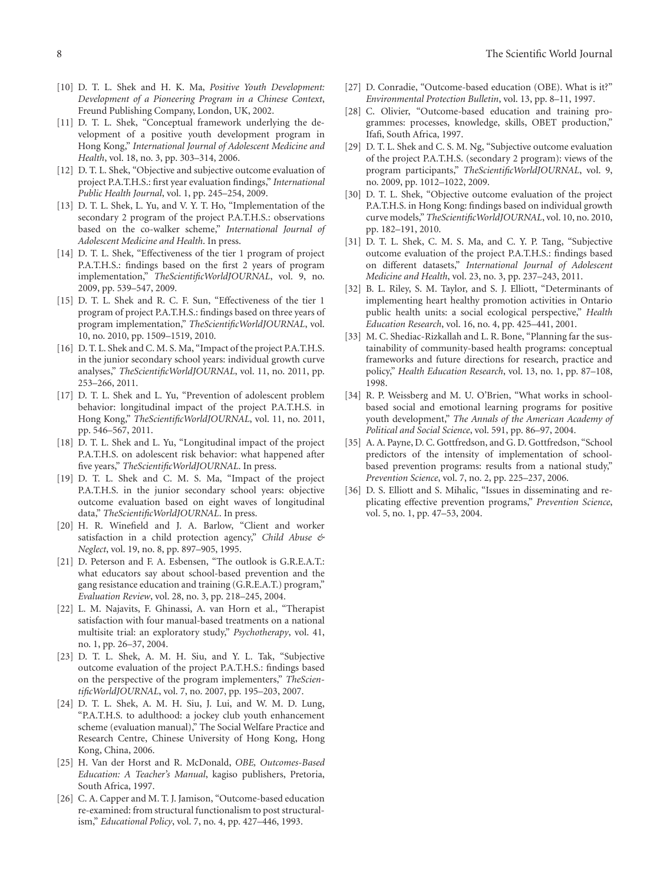[10] D. T. L. Shek and H. K. Ma, *Positive Youth Development: Development of a Pioneering Program in a Chinese Context*, Freund Publishing Company, London, UK, 2002.

[11] D. T. L. Shek, "Conceptual framework underlying the development of a positive youth development program in Hong Kong," *International Journal of Adolescent Medicine and Health*, vol. 18, no. 3, pp. 303–314, 2006.

[12] D. T. L. Shek, "Objective and subjective outcome evaluation of project P.A.T.H.S.: first year evaluation findings," *International Public Health Journal*, vol. 1, pp. 245–254, 2009.

[13] D. T. L. Shek, L. Yu, and V. Y. T. Ho, "Implementation of the secondary 2 program of the project P.A.T.H.S.: observations based on the co-walker scheme," *International Journal of Adolescent Medicine and Health*. In press.

[14] D. T. L. Shek, "Effectiveness of the tier 1 program of project P.A.T.H.S.: findings based on the first 2 years of program implementation," *TheScientificWorldJOURNAL*, vol. 9, no. 2009, pp. 539–547, 2009.

[15] D. T. L. Shek and R. C. F. Sun, "Effectiveness of the tier 1 program of project P.A.T.H.S.: findings based on three years of program implementation," *TheScientificWorldJOURNAL*, vol. 10, no. 2010, pp. 1509–1519, 2010.

[16] D. T. L. Shek and C. M. S. Ma, "Impact of the project P.A.T.H.S. in the junior secondary school years: individual growth curve analyses," *TheScientificWorldJOURNAL*, vol. 11, no. 2011, pp. 253–266, 2011.

[17] D. T. L. Shek and L. Yu, "Prevention of adolescent problem behavior: longitudinal impact of the project P.A.T.H.S. in Hong Kong," *TheScientificWorldJOURNAL*, vol. 11, no. 2011, pp. 546–567, 2011.

[18] D. T. L. Shek and L. Yu, "Longitudinal impact of the project P.A.T.H.S. on adolescent risk behavior: what happened after five years," *TheScientificWorldJOURNAL*. In press.

[19] D. T. L. Shek and C. M. S. Ma, "Impact of the project P.A.T.H.S. in the junior secondary school years: objective outcome evaluation based on eight waves of longitudinal data," *TheScientificWorldJOURNAL*. In press.

[20] H. R. Winefield and J. A. Barlow, "Client and worker satisfaction in a child protection agency," *Child Abuse & Neglect*, vol. 19, no. 8, pp. 897–905, 1995.

[21] D. Peterson and F. A. Esbensen, "The outlook is G.R.E.A.T.: what educators say about school-based prevention and the gang resistance education and training (G.R.E.A.T.) program," *Evaluation Review*, vol. 28, no. 3, pp. 218–245, 2004.

[22] L. M. Najavits, F. Ghinassi, A. van Horn et al., "Therapist satisfaction with four manual-based treatments on a national multisite trial: an exploratory study," *Psychotherapy*, vol. 41, no. 1, pp. 26–37, 2004.

[23] D. T. L. Shek, A. M. H. Siu, and Y. L. Tak, "Subjective outcome evaluation of the project P.A.T.H.S.: findings based on the perspective of the program implementers," *TheScientificWorldJOURNAL*, vol. 7, no. 2007, pp. 195–203, 2007.

[24] D. T. L. Shek, A. M. H. Siu, J. Lui, and W. M. D. Lung, "P.A.T.H.S. to adulthood: a jockey club youth enhancement scheme (evaluation manual)," The Social Welfare Practice and Research Centre, Chinese University of Hong Kong, Hong Kong, China, 2006.

[25] H. Van der Horst and R. McDonald, *OBE, Outcomes-Based Education: A Teacher's Manual*, kagiso publishers, Pretoria, South Africa, 1997.

[26] C. A. Capper and M. T. J. Jamison, "Outcome-based education re-examined: from structural functionalism to post structuralism," *Educational Policy*, vol. 7, no. 4, pp. 427–446, 1993.

[27] D. Conradie, "Outcome-based education (OBE). What is it?" *Environmental Protection Bulletin*, vol. 13, pp. 8–11, 1997.

[28] C. Olivier, "Outcome-based education and training programmes: processes, knowledge, skills, OBET production," Ifafi, South Africa, 1997.

[29] D. T. L. Shek and C. S. M. Ng, "Subjective outcome evaluation of the project P.A.T.H.S. (secondary 2 program): views of the program participants," *TheScientificWorldJOURNAL*, vol. 9, no. 2009, pp. 1012–1022, 2009.

[30] D. T. L. Shek, "Objective outcome evaluation of the project P.A.T.H.S. in Hong Kong: findings based on individual growth curve models," *TheScientificWorldJOURNAL*, vol. 10, no. 2010, pp. 182–191, 2010.

[31] D. T. L. Shek, C. M. S. Ma, and C. Y. P. Tang, "Subjective outcome evaluation of the project P.A.T.H.S.: findings based on different datasets," *International Journal of Adolescent Medicine and Health*, vol. 23, no. 3, pp. 237–243, 2011.

[32] B. L. Riley, S. M. Taylor, and S. J. Elliott, "Determinants of implementing heart healthy promotion activities in Ontario public health units: a social ecological perspective," *Health Education Research*, vol. 16, no. 4, pp. 425–441, 2001.

[33] M. C. Shediac-Rizkallah and L. R. Bone, "Planning far the sustainability of community-based health programs: conceptual frameworks and future directions for research, practice and policy," *Health Education Research*, vol. 13, no. 1, pp. 87–108, 1998.

[34] R. P. Weissberg and M. U. O'Brien, "What works in school-based social and emotional learning programs for positive youth development," *The Annals of the American Academy of Political and Social Science*, vol. 591, pp. 86–97, 2004.

[35] A. A. Payne, D. C. Gottfredson, and G. D. Gottfredson, "School predictors of the intensity of implementation of school-based prevention programs: results from a national study," *Prevention Science*, vol. 7, no. 2, pp. 225–237, 2006.

[36] D. S. Elliott and S. Mihalic, "Issues in disseminating and replicating effective prevention programs," *Prevention Science*, vol. 5, no. 1, pp. 47–53, 2004.